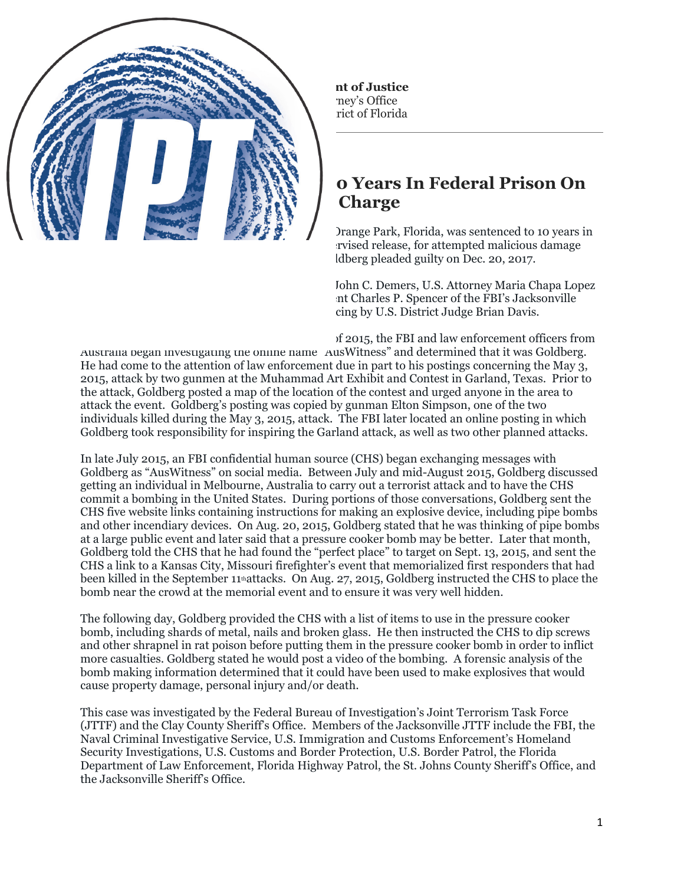**nt of Justice**
ney's Office
rict of Florida

# 0 Years In Federal Prison On Charge

Orange Park, Florida, was sentenced to 10 years in rvised release, for attempted malicious damage ldberg pleaded guilty on Dec. 20, 2017.

John C. Demers, U.S. Attorney Maria Chapa Lopez nt Charles P. Spencer of the FBI's Jacksonville cing by U.S. District Judge Brian Davis.

of 2015, the FBI and law enforcement officers from Australia began investigating the online name "AusWitness" and determined that it was Goldberg. He had come to the attention of law enforcement due in part to his postings concerning the May 3, 2015, attack by two gunmen at the Muhammad Art Exhibit and Contest in Garland, Texas. Prior to the attack, Goldberg posted a map of the location of the contest and urged anyone in the area to attack the event. Goldberg's posting was copied by gunman Elton Simpson, one of the two individuals killed during the May 3, 2015, attack. The FBI later located an online posting in which Goldberg took responsibility for inspiring the Garland attack, as well as two other planned attacks.

In late July 2015, an FBI confidential human source (CHS) began exchanging messages with Goldberg as "AusWitness" on social media. Between July and mid-August 2015, Goldberg discussed getting an individual in Melbourne, Australia to carry out a terrorist attack and to have the CHS commit a bombing in the United States. During portions of those conversations, Goldberg sent the CHS five website links containing instructions for making an explosive device, including pipe bombs and other incendiary devices. On Aug. 20, 2015, Goldberg stated that he was thinking of pipe bombs at a large public event and later said that a pressure cooker bomb may be better. Later that month, Goldberg told the CHS that he had found the "perfect place" to target on Sept. 13, 2015, and sent the CHS a link to a Kansas City, Missouri firefighter's event that memorialized first responders that had been killed in the September 11th attacks. On Aug. 27, 2015, Goldberg instructed the CHS to place the bomb near the crowd at the memorial event and to ensure it was very well hidden.

The following day, Goldberg provided the CHS with a list of items to use in the pressure cooker bomb, including shards of metal, nails and broken glass. He then instructed the CHS to dip screws and other shrapnel in rat poison before putting them in the pressure cooker bomb in order to inflict more casualties. Goldberg stated he would post a video of the bombing. A forensic analysis of the bomb making information determined that it could have been used to make explosives that would cause property damage, personal injury and/or death.

This case was investigated by the Federal Bureau of Investigation's Joint Terrorism Task Force (JTTF) and the Clay County Sheriff's Office. Members of the Jacksonville JTTF include the FBI, the Naval Criminal Investigative Service, U.S. Immigration and Customs Enforcement's Homeland Security Investigations, U.S. Customs and Border Protection, U.S. Border Patrol, the Florida Department of Law Enforcement, Florida Highway Patrol, the St. Johns County Sheriff's Office, and the Jacksonville Sheriff's Office.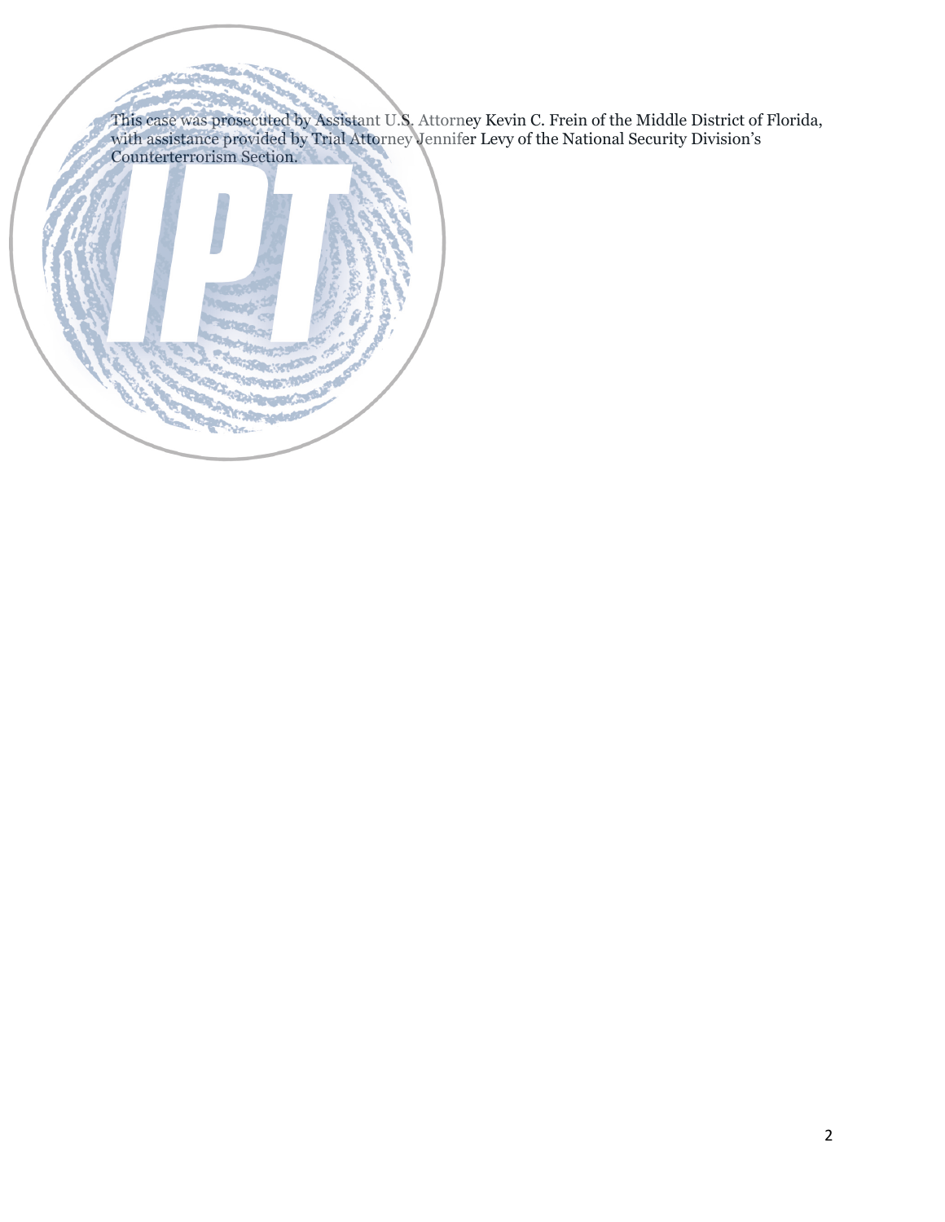This case was prosecuted by Assistant U.S. Attorney Kevin C. Frein of the Middle District of Florida, with assistance provided by Trial Attorney Jennifer Levy of the National Security Division's Counterterrorism Section.